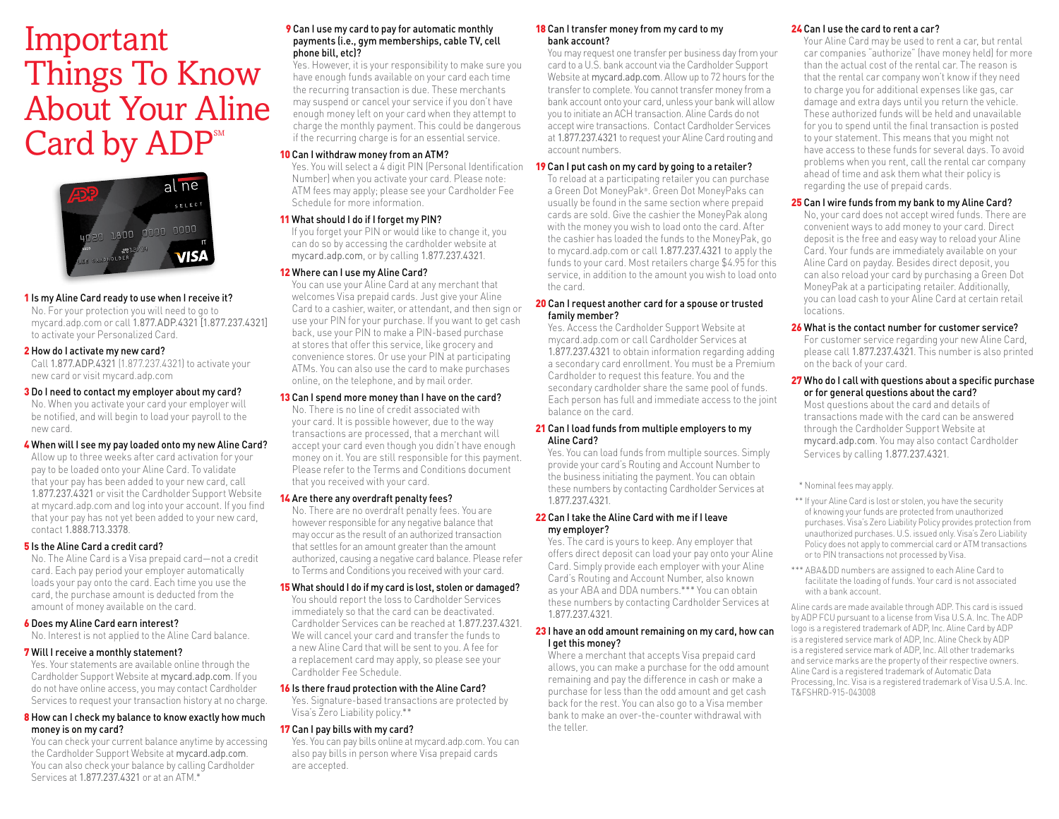# Important Things To Know About Your Aline Card by ADP℠

**1 Is my Aline Card ready to use when I receive it?**
No. For your protection you will need to go to mycard.adp.com or call 1.877.ADP.4321 (1.877.237.4321) to activate your Personalized Card.

**2 How do I activate my new card?**
Call 1.877.ADP.4321 (1.877.237.4321) to activate your new card or visit mycard.adp.com

**3 Do I need to contact my employer about my card?**
No. When you activate your card your employer will be notified, and will begin to load your payroll to the new card.

**4 When will I see my pay loaded onto my new Aline Card?**
Allow up to three weeks after card activation for your pay to be loaded onto your Aline Card. To validate that your pay has been added to your new card, call 1.877.237.4321 or visit the Cardholder Support Website at mycard.adp.com and log into your account. If you find that your pay has not yet been added to your new card, contact 1.888.713.3378.

**5 Is the Aline Card a credit card?**
No. The Aline Card is a Visa prepaid card—not a credit card. Each pay period your employer automatically loads your pay onto the card. Each time you use the card, the purchase amount is deducted from the amount of money available on the card.

**6 Does my Aline Card earn interest?**
No. Interest is not applied to the Aline Card balance.

**7 Will I receive a monthly statement?**
Yes. Your statements are available online through the Cardholder Support Website at mycard.adp.com. If you do not have online access, you may contact Cardholder Services to request your transaction history at no charge.

**8 How can I check my balance to know exactly how much money is on my card?**
You can check your current balance anytime by accessing the Cardholder Support Website at mycard.adp.com. You can also check your balance by calling Cardholder Services at 1.877.237.4321 or at an ATM.*

**9 Can I use my card to pay for automatic monthly payments (i.e., gym memberships, cable TV, cell phone bill, etc)?**
Yes. However, it is your responsibility to make sure you have enough funds available on your card each time the recurring transaction is due. These merchants may suspend or cancel your service if you don't have enough money left on your card when they attempt to charge the monthly payment. This could be dangerous if the recurring charge is for an essential service.

**10 Can I withdraw money from an ATM?**
Yes. You will select a 4 digit PIN (Personal Identification Number) when you activate your card. Please note: ATM fees may apply; please see your Cardholder Fee Schedule for more information.

**11 What should I do if I forget my PIN?**
If you forget your PIN or would like to change it, you can do so by accessing the cardholder website at mycard.adp.com, or by calling 1.877.237.4321.

**12 Where can I use my Aline Card?**
You can use your Aline Card at any merchant that welcomes Visa prepaid cards. Just give your Aline Card to a cashier, waiter, or attendant, and then sign or use your PIN for your purchase. If you want to get cash back, use your PIN to make a PIN-based purchase at stores that offer this service, like grocery and convenience stores. Or use your PIN at participating ATMs. You can also use the card to make purchases online, on the telephone, and by mail order.

**13 Can I spend more money than I have on the card?**
No. There is no line of credit associated with your card. It is possible however, due to the way transactions are processed, that a merchant will accept your card even though you didn't have enough money on it. You are still responsible for this payment. Please refer to the Terms and Conditions document that you received with your card.

**14 Are there any overdraft penalty fees?**
No. There are no overdraft penalty fees. You are however responsible for any negative balance that may occur as the result of an authorized transaction that settles for an amount greater than the amount authorized, causing a negative card balance. Please refer to Terms and Conditions you received with your card.

**15 What should I do if my card is lost, stolen or damaged?**
You should report the loss to Cardholder Services immediately so that the card can be deactivated. Cardholder Services can be reached at 1.877.237.4321. We will cancel your card and transfer the funds to a new Aline Card that will be sent to you. A fee for a replacement card may apply, so please see your Cardholder Fee Schedule.

**16 Is there fraud protection with the Aline Card?**
Yes. Signature-based transactions are protected by Visa's Zero Liability policy.**

**17 Can I pay bills with my card?**
Yes. You can pay bills online at mycard.adp.com. You can also pay bills in person where Visa prepaid cards are accepted.

**18 Can I transfer money from my card to my bank account?**
You may request one transfer per business day from your card to a U.S. bank account via the Cardholder Support Website at mycard.adp.com. Allow up to 72 hours for the transfer to complete. You cannot transfer money from a bank account onto your card, unless your bank will allow you to initiate an ACH transaction. Aline Cards do not accept wire transactions. Contact Cardholder Services at 1.877.237.4321 to request your Aline Card routing and account numbers.

**19 Can I put cash on my card by going to a retailer?**
To reload at a participating retailer you can purchase a Green Dot MoneyPak®. Green Dot MoneyPaks can usually be found in the same section where prepaid cards are sold. Give the cashier the MoneyPak along with the money you wish to load onto the card. After the cashier has loaded the funds to the MoneyPak, go to mycard.adp.com or call 1.877.237.4321 to apply the funds to your card. Most retailers charge $4.95 for this service, in addition to the amount you wish to load onto the card.

**20 Can I request another card for a spouse or trusted family member?**
Yes. Access the Cardholder Support Website at mycard.adp.com or call Cardholder Services at 1.877.237.4321 to obtain information regarding adding a secondary card enrollment. You must be a Premium Cardholder to request this feature. You and the secondary cardholder share the same pool of funds. Each person has full and immediate access to the joint balance on the card.

**21 Can I load funds from multiple employers to my Aline Card?**
Yes. You can load funds from multiple sources. Simply provide your card's Routing and Account Number to the business initiating the payment. You can obtain these numbers by contacting Cardholder Services at 1.877.237.4321.

**22 Can I take the Aline Card with me if I leave my employer?**
Yes. The card is yours to keep. Any employer that offers direct deposit can load your pay onto your Aline Card. Simply provide each employer with your Aline Card's Routing and Account Number, also known as your ABA and DDA numbers.*** You can obtain these numbers by contacting Cardholder Services at 1.877.237.4321.

**23 I have an odd amount remaining on my card, how can I get this money?**
Where a merchant that accepts Visa prepaid card allows, you can make a purchase for the odd amount remaining and pay the difference in cash or make a purchase for less than the odd amount and get cash back for the rest. You can also go to a Visa member bank to make an over-the-counter withdrawal with the teller.

**24 Can I use the card to rent a car?**
Your Aline Card may be used to rent a car, but rental car companies "authorize" (have money held) for more than the actual cost of the rental car. The reason is that the rental car company won't know if they need to charge you for additional expenses like gas, car damage and extra days until you return the vehicle. These authorized funds will be held and unavailable for you to spend until the final transaction is posted to your statement. This means that you might not have access to these funds for several days. To avoid problems when you rent, call the rental car company ahead of time and ask them what their policy is regarding the use of prepaid cards.

**25 Can I wire funds from my bank to my Aline Card?**
No, your card does not accept wired funds. There are convenient ways to add money to your card. Direct deposit is the free and easy way to reload your Aline Card. Your funds are immediately available on your Aline Card on payday. Besides direct deposit, you can also reload your card by purchasing a Green Dot MoneyPak at a participating retailer. Additionally, you can load cash to your Aline Card at certain retail locations.

**26 What is the contact number for customer service?**
For customer service regarding your new Aline Card, please call 1.877.237.4321. This number is also printed on the back of your card.

**27 Who do I call with questions about a specific purchase or for general questions about the card?**
Most questions about the card and details of transactions made with the card can be answered through the Cardholder Support Website at mycard.adp.com. You may also contact Cardholder Services by calling 1.877.237.4321.

\* Nominal fees may apply.

\** If your Aline Card is lost or stolen, you have the security of knowing your funds are protected from unauthorized purchases. Visa's Zero Liability Policy provides protection from unauthorized purchases. U.S. issued only. Visa's Zero Liability Policy does not apply to commercial card or ATM transactions or to PIN transactions not processed by Visa.

\*** ABA&DD numbers are assigned to each Aline Card to facilitate the loading of funds. Your card is not associated with a bank account.

Aline cards are made available through ADP. This card is issued by ADP FCU pursuant to a license from Visa U.S.A. Inc. The ADP logo is a registered trademark of ADP, Inc. Aline Card by ADP is a registered service mark of ADP, Inc. Aline Check by ADP is a registered service mark of ADP, Inc. All other trademarks and service marks are the property of their respective owners. Aline Card is a registered trademark of Automatic Data Processing, Inc. Visa is a registered trademark of Visa U.S.A. Inc. T&FSHRD-915-043008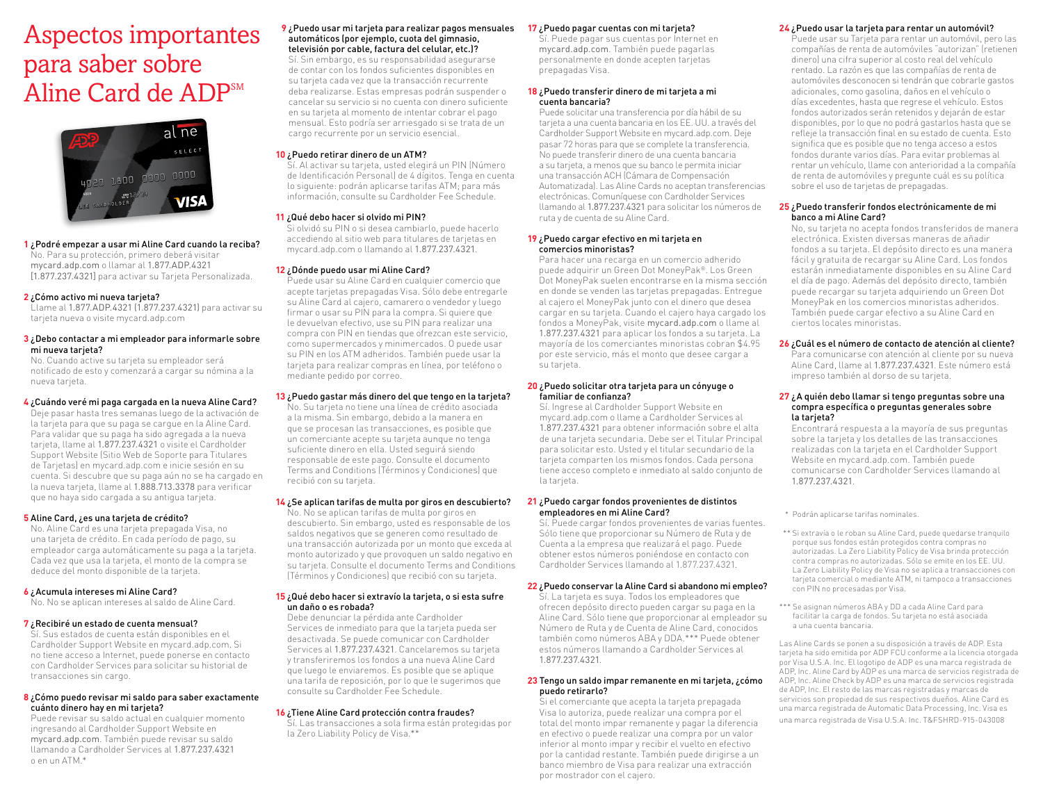# Aspectos importantes para saber sobre Aline Card de ADP℠

**1 ¿Podré empezar a usar mi Aline Card cuando la reciba?**
No. Para su protección, primero deberá visitar mycard.adp.com o llamar al 1.877.ADP.4321 (1.877.237.4321) para activar su Tarjeta Personalizada.

**2 ¿Cómo activo mi nueva tarjeta?**
Llame al 1.877.ADP.4321 (1.877.237.4321) para activar su tarjeta nueva o visite mycard.adp.com

**3 ¿Debo contactar a mi empleador para informarle sobre mi nueva tarjeta?**
No. Cuando active su tarjeta su empleador será notificado de esto y comenzará a cargar su nómina a la nueva tarjeta.

**4 ¿Cuándo veré mi paga cargada en la nueva Aline Card?**
Deje pasar hasta tres semanas luego de la activación de la tarjeta para que su paga se cargue en la Aline Card. Para validar que su paga ha sido agregada a la nueva tarjeta, llame al 1.877.237.4321 o visite el Cardholder Support Website (Sitio Web de Soporte para Titulares de Tarjetas) en mycard.adp.com e inicie sesión en su cuenta. Si descubre que su paga aún no se ha cargado en la nueva tarjeta, llame al 1.888.713.3378 para verificar que no haya sido cargada a su antigua tarjeta.

**5 Aline Card, ¿es una tarjeta de crédito?**
No. Aline Card es una tarjeta prepagada Visa, no una tarjeta de crédito. En cada período de pago, su empleador carga automáticamente su paga a la tarjeta. Cada vez que usa la tarjeta, el monto de la compra se deduce del monto disponible de la tarjeta.

**6 ¿Acumula intereses mi Aline Card?**
No. No se aplican intereses al saldo de Aline Card.

**7 ¿Recibiré un estado de cuenta mensual?**
Sí. Sus estados de cuenta están disponibles en el Cardholder Support Website en mycard.adp.com. Si no tiene acceso a Internet, puede ponerse en contacto con Cardholder Services para solicitar su historial de transacciones sin cargo.

**8 ¿Cómo puedo revisar mi saldo para saber exactamente cuánto dinero hay en mi tarjeta?**
Puede revisar su saldo actual en cualquier momento ingresando al Cardholder Support Website en mycard.adp.com. También puede revisar su saldo llamando a Cardholder Services al 1.877.237.4321 o en un ATM.*

**9 ¿Puedo usar mi tarjeta para realizar pagos mensuales automáticos (por ejemplo, cuota del gimnasio, televisión por cable, factura del celular, etc.)?**
Sí. Sin embargo, es su responsabilidad asegurarse de contar con los fondos suficientes disponibles en su tarjeta cada vez que la transacción recurrente deba realizarse. Estas empresas podrán suspender o cancelar su servicio si no cuenta con dinero suficiente en su tarjeta al momento de intentar cobrar el pago mensual. Esto podría ser arriesgado si se trata de un cargo recurrente por un servicio esencial.

**10 ¿Puedo retirar dinero de un ATM?**
Sí. Al activar su tarjeta, usted elegirá un PIN (Número de Identificación Personal) de 4 dígitos. Tenga en cuenta lo siguiente: podrán aplicarse tarifas ATM; para más información, consulte su Cardholder Fee Schedule.

**11 ¿Qué debo hacer si olvido mi PIN?**
Si olvidó su PIN o si desea cambiarlo, puede hacerlo accediendo al sitio web para titulares de tarjetas en mycard.adp.com o llamando al 1.877.237.4321.

**12 ¿Dónde puedo usar mi Aline Card?**
Puede usar su Aline Card en cualquier comercio que acepte tarjetas prepagadas Visa. Sólo debe entregarle su Aline Card al cajero, camarero o vendedor y luego firmar o usar su PIN para la compra. Si quiere que le devuelvan efectivo, use su PIN para realizar una compra con PIN en tiendas que ofrezcan este servicio, como supermercados y minimercados. O puede usar su PIN en los ATM adheridos. También puede usar la tarjeta para realizar compras en línea, por teléfono o mediante pedido por correo.

**13 ¿Puedo gastar más dinero del que tengo en la tarjeta?**
No. Su tarjeta no tiene una línea de crédito asociada a la misma. Sin embargo, debido a la manera en que se procesan las transacciones, es posible que un comerciante acepte su tarjeta aunque no tenga suficiente dinero en ella. Usted seguirá siendo responsable de este pago. Consulte el documento Terms and Conditions (Términos y Condiciones) que recibió con su tarjeta.

**14 ¿Se aplican tarifas de multa por giros en descubierto?**
No. No se aplican tarifas de multa por giros en descubierto. Sin embargo, usted es responsable de los saldos negativos que se generen como resultado de una transacción autorizada por un monto que exceda al monto autorizado y que provoquen un saldo negativo en su tarjeta. Consulte el documento Terms and Conditions (Términos y Condiciones) que recibió con su tarjeta.

**15 ¿Qué debo hacer si extravío la tarjeta, o si esta sufre un daño o es robada?**
Debe denunciar la pérdida ante Cardholder Services de inmediato para que la tarjeta pueda ser desactivada. Se puede comunicar con Cardholder Services al 1.877.237.4321. Cancelaremos su tarjeta y transferiremos los fondos a una nueva Aline Card que luego le enviaremos. Es posible que se aplique una tarifa de reposición, por lo que le sugerimos que consulte su Cardholder Fee Schedule.

**16 ¿Tiene Aline Card protección contra fraudes?**
Sí. Las transacciones a sola firma están protegidas por la Zero Liability Policy de Visa.**

**17 ¿Puedo pagar cuentas con mi tarjeta?**
Sí. Puede pagar sus cuentas por Internet en mycard.adp.com. También puede pagarlas personalmente en donde acepten tarjetas prepagadas Visa.

**18 ¿Puedo transferir dinero de mi tarjeta a mi cuenta bancaria?**
Puede solicitar una transferencia por día hábil de su tarjeta a una cuenta bancaria en los EE. UU. a través del Cardholder Support Website en mycard.adp.com. Deje pasar 72 horas para que se complete la transferencia. No puede transferir dinero de una cuenta bancaria a su tarjeta, a menos que su banco le permita iniciar una transacción ACH (Cámara de Compensación Automatizada). Las Aline Cards no aceptan transferencias electrónicas. Comuníquese con Cardholder Services llamando al 1.877.237.4321 para solicitar los números de ruta y de cuenta de su Aline Card.

**19 ¿Puedo cargar efectivo en mi tarjeta en comercios minoristas?**
Para hacer una recarga en un comercio adherido puede adquirir un Green Dot MoneyPak®. Los Green Dot MoneyPak suelen encontrarse en la misma sección en donde se venden las tarjetas prepagadas. Entregue al cajero el MoneyPak junto con el dinero que desea cargar en su tarjeta. Cuando el cajero haya cargado los fondos a MoneyPak, visite mycard.adp.com o llame al 1.877.237.4321 para aplicar los fondos a su tarjeta. La mayoría de los comerciantes minoristas cobran $4.95 por este servicio, más el monto que desee cargar a su tarjeta.

**20 ¿Puedo solicitar otra tarjeta para un cónyuge o familiar de confianza?**
Sí. Ingrese al Cardholder Support Website en mycard.adp.com o llame a Cardholder Services al 1.877.237.4321 para obtener información sobre el alta de una tarjeta secundaria. Debe ser el Titular Principal para solicitar esto. Usted y el titular secundario de la tarjeta comparten los mismos fondos. Cada persona tiene acceso completo e inmediato al saldo conjunto de la tarjeta.

**21 ¿Puedo cargar fondos provenientes de distintos empleadores en mi Aline Card?**
Sí. Puede cargar fondos provenientes de varias fuentes. Sólo tiene que proporcionar su Número de Ruta y de Cuenta a la empresa que realizará el pago. Puede obtener estos números poniéndose en contacto con Cardholder Services llamando al 1.877.237.4321.

**22 ¿Puedo conservar la Aline Card si abandono mi empleo?**
Sí. La tarjeta es suya. Todos los empleadores que ofrecen depósito directo pueden cargar su paga en la Aline Card. Sólo tiene que proporcionar al empleador su Número de Ruta y de Cuenta de Aline Card, conocidos también como números ABA y DDA.*** Puede obtener estos números llamando a Cardholder Services al 1.877.237.4321.

**23 Tengo un saldo impar remanente en mi tarjeta, ¿cómo puedo retirarlo?**
Si el comerciante que acepta la tarjeta prepagada Visa lo autoriza, puede realizar una compra por el total del monto impar remanente y pagar la diferencia en efectivo o puede realizar una compra por un valor inferior al monto impar y recibir el vuelto en efectivo por la cantidad restante. También puede dirigirse a un banco miembro de Visa para realizar una extracción por mostrador con el cajero.

**24 ¿Puedo usar la tarjeta para rentar un automóvil?**
Puede usar su Tarjeta para rentar un automóvil, pero las compañías de renta de automóviles "autorizan" (retienen dinero) una cifra superior al costo real del vehículo rentado. La razón es que las compañías de renta de automóviles desconocen si tendrán que cobrarle gastos adicionales, como gasolina, daños en el vehículo o días excedentes, hasta que regrese el vehículo. Estos fondos autorizados serán retenidos y dejarán de estar disponibles, por lo que no podrá gastarlos hasta que se refleje la transacción final en su estado de cuenta. Esto significa que es posible que no tenga acceso a estos fondos durante varios días. Para evitar problemas al rentar un vehículo, llame con anterioridad a la compañía de renta de automóviles y pregunte cuál es su política sobre el uso de tarjetas de prepagadas.

**25 ¿Puedo transferir fondos electrónicamente de mi banco a mi Aline Card?**
No, su tarjeta no acepta fondos transferidos de manera electrónica. Existen diversas maneras de añadir fondos a su tarjeta. El depósito directo es una manera fácil y gratuita de recargar su Aline Card. Los fondos estarán inmediatamente disponibles en su Aline Card el día de pago. Además del depósito directo, también puede recargar su tarjeta adquiriendo un Green Dot MoneyPak en los comercios minoristas adheridos. También puede cargar efectivo a su Aline Card en ciertos locales minoristas.

**26 ¿Cuál es el número de contacto de atención al cliente?**
Para comunicarse con atención al cliente por su nueva Aline Card, llame al 1.877.237.4321. Este número está impreso también al dorso de su tarjeta.

**27 ¿A quién debo llamar si tengo preguntas sobre una compra específica o preguntas generales sobre la tarjeta?**
Encontrará respuesta a la mayoría de sus preguntas sobre la tarjeta y los detalles de las transacciones realizadas con la tarjeta en el Cardholder Support Website en mycard.adp.com. También puede comunicarse con Cardholder Services llamando al 1.877.237.4321.

\* Podrán aplicarse tarifas nominales.

** Si extravía o le roban su Aline Card, puede quedarse tranquilo porque sus fondos están protegidos contra compras no autorizadas. La Zero Liability Policy de Visa brinda protección contra compras no autorizadas. Sólo se emite en los EE. UU. La Zero Liability Policy de Visa no se aplica a transacciones con tarjeta comercial o mediante ATM, ni tampoco a transacciones con PIN no procesadas por Visa.

*** Se asignan números ABA y DD a cada Aline Card para facilitar la carga de fondos. Su tarjeta no está asociada a una cuenta bancaria.

Las Aline Cards se ponen a su disposición a través de ADP. Esta tarjeta ha sido emitida por ADP FCU conforme a la licencia otorgada por Visa U.S.A. Inc. El logotipo de ADP es una marca registrada de ADP, Inc. Aline Card by ADP es una marca de servicios registrada de ADP, Inc. Aline Check by ADP es una marca de servicios registrada de ADP, Inc. El resto de las marcas registradas y marcas de servicios son propiedad de sus respectivos dueños. Aline Card es una marca registrada de Automatic Data Processing, Inc. Visa es una marca registrada de Visa U.S.A. Inc. T&FSHRD-915-043008